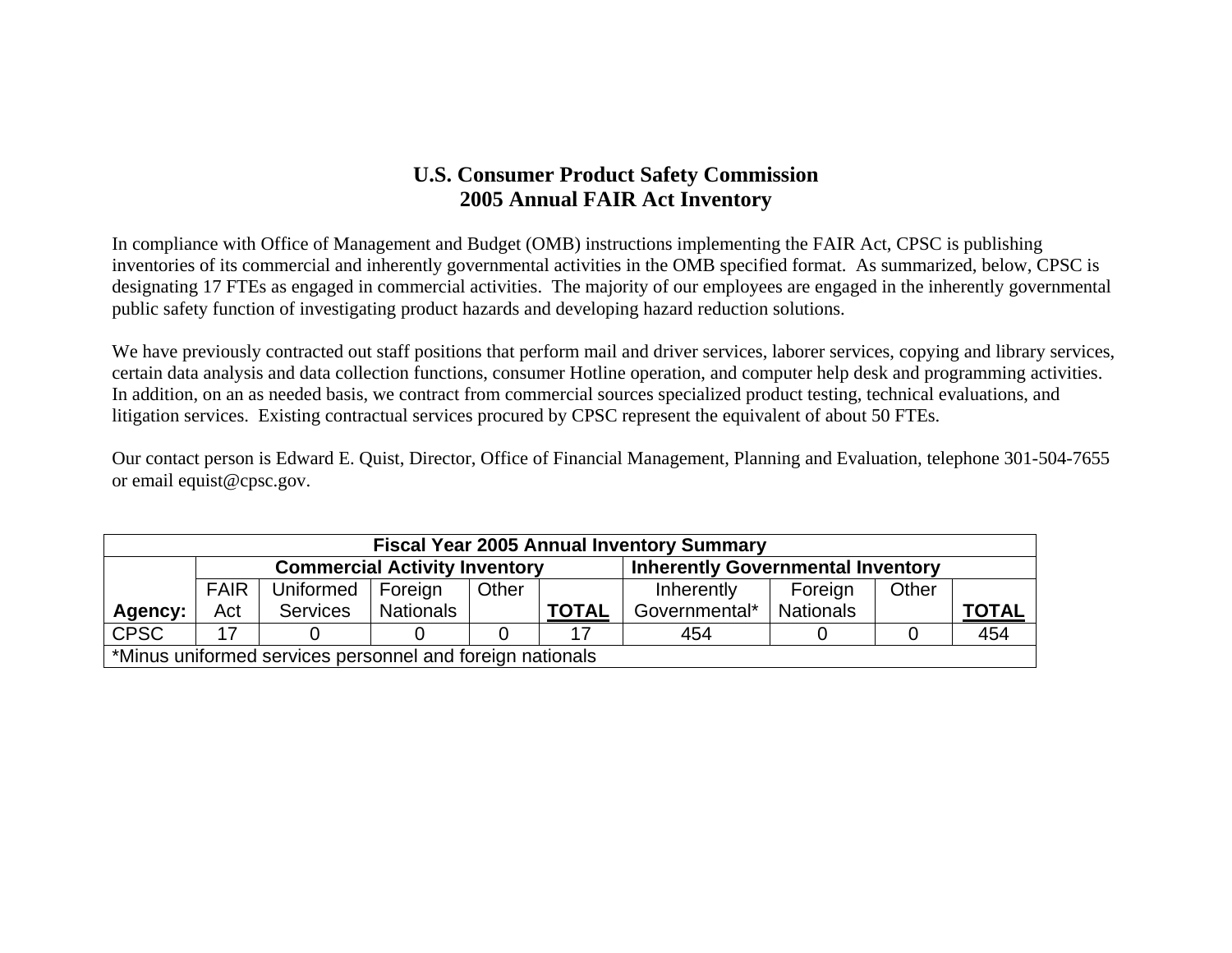# U.S. Consumer Product Safety Commission
## 2005 Annual FAIR Act Inventory

In compliance with Office of Management and Budget (OMB) instructions implementing the FAIR Act, CPSC is publishing inventories of its commercial and inherently governmental activities in the OMB specified format. As summarized, below, CPSC is designating 17 FTEs as engaged in commercial activities. The majority of our employees are engaged in the inherently governmental public safety function of investigating product hazards and developing hazard reduction solutions.

We have previously contracted out staff positions that perform mail and driver services, laborer services, copying and library services, certain data analysis and data collection functions, consumer Hotline operation, and computer help desk and programming activities. In addition, on an as needed basis, we contract from commercial sources specialized product testing, technical evaluations, and litigation services. Existing contractual services procured by CPSC represent the equivalent of about 50 FTEs.

Our contact person is Edward E. Quist, Director, Office of Financial Management, Planning and Evaluation, telephone 301-504-7655 or email equist@cpsc.gov.

| Fiscal Year 2005 Annual Inventory Summary | | | | | | | | | |
|---|---|---|---|---|---|---|---|---|---|
| | **Commercial Activity Inventory** | | | | | **Inherently Governmental Inventory** | | | |
| **Agency:** | FAIR Act | Uniformed Services | Foreign Nationals | Other | **TOTAL** | Inherently Governmental* | Foreign Nationals | Other | **TOTAL** |
| CPSC | 17 | 0 | 0 | 0 | 17 | 454 | 0 | 0 | 454 |
| *Minus uniformed services personnel and foreign nationals | | | | | | | | | |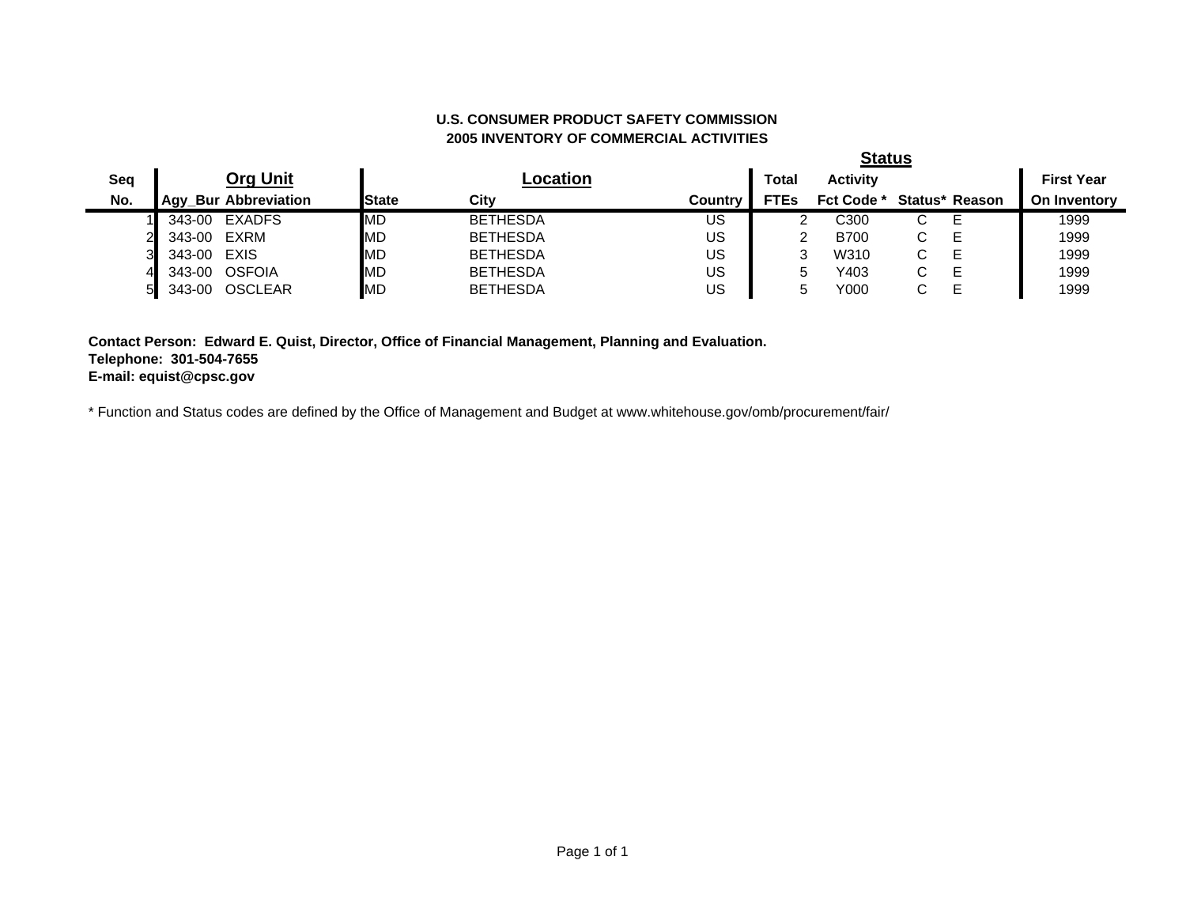**U.S. CONSUMER PRODUCT SAFETY COMMISSION**
**2005 INVENTORY OF COMMERCIAL ACTIVITIES**

| Seq | Org Unit | | Location | | | Total | Activity | Status | | First Year |
|---|---|---|---|---|---|---|---|---|---|---|
| No. | Agy_Bur | Abbreviation | State | City | Country | FTEs | Fct Code * | Status* | Reason | On Inventory |
| 1 | 343-00 | EXADFS | MD | BETHESDA | US | 2 | C300 | C | E | 1999 |
| 2 | 343-00 | EXRM | MD | BETHESDA | US | 2 | B700 | C | E | 1999 |
| 3 | 343-00 | EXIS | MD | BETHESDA | US | 3 | W310 | C | E | 1999 |
| 4 | 343-00 | OSFOIA | MD | BETHESDA | US | 5 | Y403 | C | E | 1999 |
| 5 | 343-00 | OSCLEAR | MD | BETHESDA | US | 5 | Y000 | C | E | 1999 |

**Contact Person: Edward E. Quist, Director, Office of Financial Management, Planning and Evaluation.**
**Telephone: 301-504-7655**
**E-mail: equist@cpsc.gov**

* Function and Status codes are defined by the Office of Management and Budget at www.whitehouse.gov/omb/procurement/fair/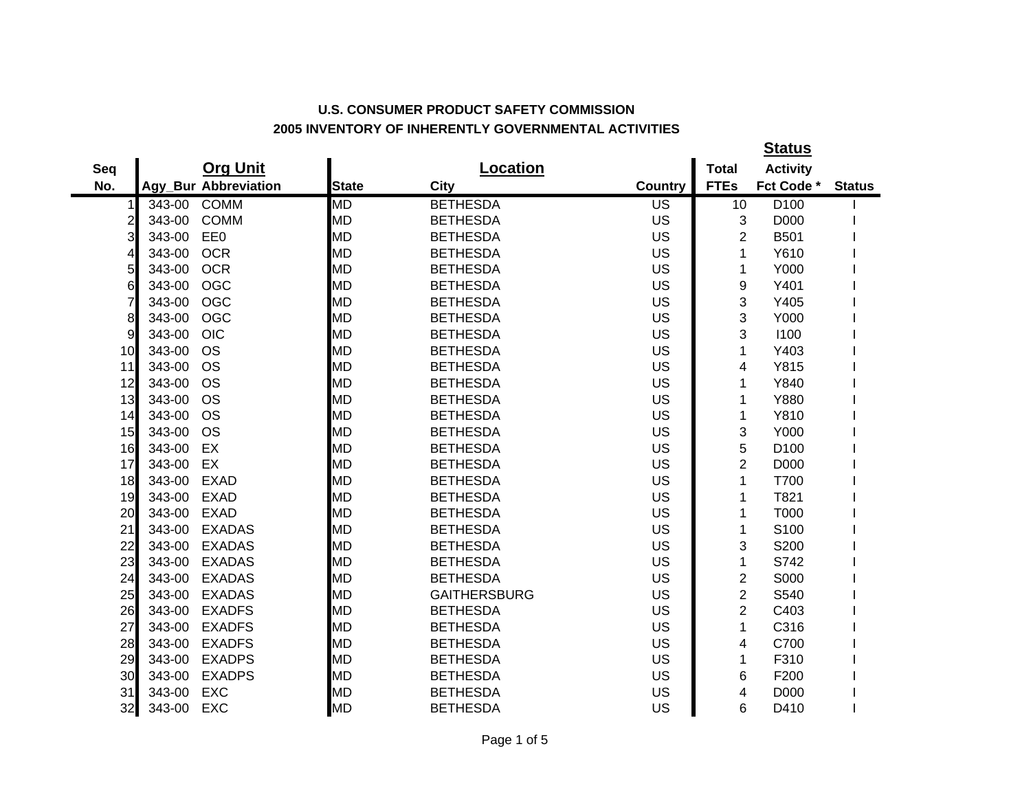**U.S. CONSUMER PRODUCT SAFETY COMMISSION**

**2005 INVENTORY OF INHERENTLY GOVERNMENTAL ACTIVITIES**

| Seq | Org Unit | | Location | | | Total | Status | |
|---|---|---|---|---|---|---|---|---|
| No. | Agy_Bur | Abbreviation | State | City | Country | FTEs | Activity Fct Code * | Status |
| 1 | 343-00 | COMM | MD | BETHESDA | US | 10 | D100 | I |
| 2 | 343-00 | COMM | MD | BETHESDA | US | 3 | D000 | I |
| 3 | 343-00 | EE0 | MD | BETHESDA | US | 2 | B501 | I |
| 4 | 343-00 | OCR | MD | BETHESDA | US | 1 | Y610 | I |
| 5 | 343-00 | OCR | MD | BETHESDA | US | 1 | Y000 | I |
| 6 | 343-00 | OGC | MD | BETHESDA | US | 9 | Y401 | I |
| 7 | 343-00 | OGC | MD | BETHESDA | US | 3 | Y405 | I |
| 8 | 343-00 | OGC | MD | BETHESDA | US | 3 | Y000 | I |
| 9 | 343-00 | OIC | MD | BETHESDA | US | 3 | I100 | I |
| 10 | 343-00 | OS | MD | BETHESDA | US | 1 | Y403 | I |
| 11 | 343-00 | OS | MD | BETHESDA | US | 4 | Y815 | I |
| 12 | 343-00 | OS | MD | BETHESDA | US | 1 | Y840 | I |
| 13 | 343-00 | OS | MD | BETHESDA | US | 1 | Y880 | I |
| 14 | 343-00 | OS | MD | BETHESDA | US | 1 | Y810 | I |
| 15 | 343-00 | OS | MD | BETHESDA | US | 3 | Y000 | I |
| 16 | 343-00 | EX | MD | BETHESDA | US | 5 | D100 | I |
| 17 | 343-00 | EX | MD | BETHESDA | US | 2 | D000 | I |
| 18 | 343-00 | EXAD | MD | BETHESDA | US | 1 | T700 | I |
| 19 | 343-00 | EXAD | MD | BETHESDA | US | 1 | T821 | I |
| 20 | 343-00 | EXAD | MD | BETHESDA | US | 1 | T000 | I |
| 21 | 343-00 | EXADAS | MD | BETHESDA | US | 1 | S100 | I |
| 22 | 343-00 | EXADAS | MD | BETHESDA | US | 3 | S200 | I |
| 23 | 343-00 | EXADAS | MD | BETHESDA | US | 1 | S742 | I |
| 24 | 343-00 | EXADAS | MD | BETHESDA | US | 2 | S000 | I |
| 25 | 343-00 | EXADAS | MD | GAITHERSBURG | US | 2 | S540 | I |
| 26 | 343-00 | EXADFS | MD | BETHESDA | US | 2 | C403 | I |
| 27 | 343-00 | EXADFS | MD | BETHESDA | US | 1 | C316 | I |
| 28 | 343-00 | EXADFS | MD | BETHESDA | US | 4 | C700 | I |
| 29 | 343-00 | EXADPS | MD | BETHESDA | US | 1 | F310 | I |
| 30 | 343-00 | EXADPS | MD | BETHESDA | US | 6 | F200 | I |
| 31 | 343-00 | EXC | MD | BETHESDA | US | 4 | D000 | I |
| 32 | 343-00 | EXC | MD | BETHESDA | US | 6 | D410 | I |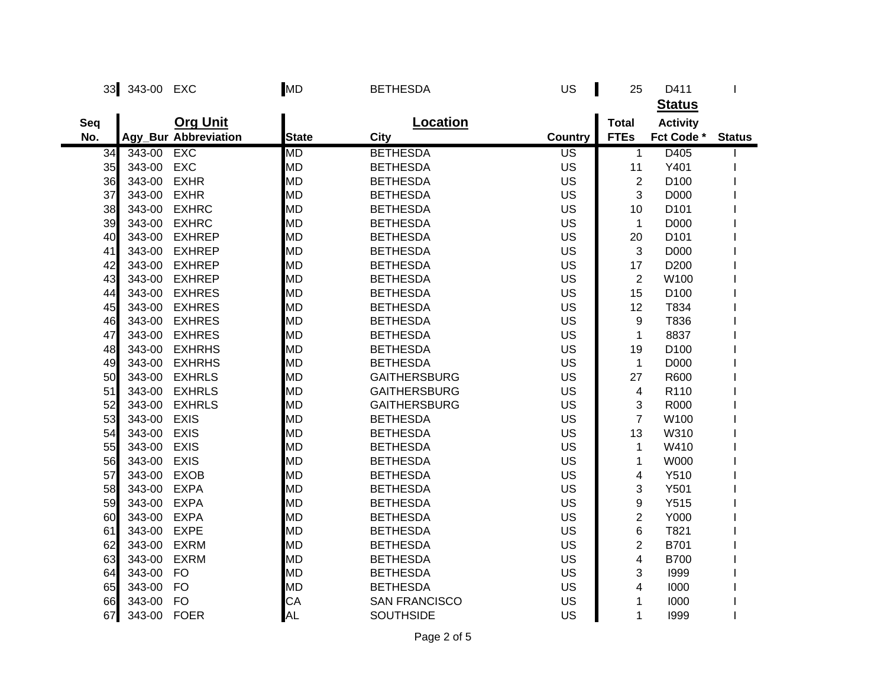| Seq No. | Org Unit Agy_Bur | Org Unit Abbreviation | State | Location City | Country | Total FTEs | Status Activity Fct Code * | Status |
|---|---|---|---|---|---|---|---|---|
| 33 | 343-00 | EXC | MD | BETHESDA | US | 25 | D411 | I |
| 34 | 343-00 | EXC | MD | BETHESDA | US | 1 | D405 | I |
| 35 | 343-00 | EXC | MD | BETHESDA | US | 11 | Y401 | I |
| 36 | 343-00 | EXHR | MD | BETHESDA | US | 2 | D100 | I |
| 37 | 343-00 | EXHR | MD | BETHESDA | US | 3 | D000 | I |
| 38 | 343-00 | EXHRC | MD | BETHESDA | US | 10 | D101 | I |
| 39 | 343-00 | EXHRC | MD | BETHESDA | US | 1 | D000 | I |
| 40 | 343-00 | EXHREP | MD | BETHESDA | US | 20 | D101 | I |
| 41 | 343-00 | EXHREP | MD | BETHESDA | US | 3 | D000 | I |
| 42 | 343-00 | EXHREP | MD | BETHESDA | US | 17 | D200 | I |
| 43 | 343-00 | EXHREP | MD | BETHESDA | US | 2 | W100 | I |
| 44 | 343-00 | EXHRES | MD | BETHESDA | US | 15 | D100 | I |
| 45 | 343-00 | EXHRES | MD | BETHESDA | US | 12 | T834 | I |
| 46 | 343-00 | EXHRES | MD | BETHESDA | US | 9 | T836 | I |
| 47 | 343-00 | EXHRES | MD | BETHESDA | US | 1 | 8837 | I |
| 48 | 343-00 | EXHRHS | MD | BETHESDA | US | 19 | D100 | I |
| 49 | 343-00 | EXHRHS | MD | BETHESDA | US | 1 | D000 | I |
| 50 | 343-00 | EXHRLS | MD | GAITHERSBURG | US | 27 | R600 | I |
| 51 | 343-00 | EXHRLS | MD | GAITHERSBURG | US | 4 | R110 | I |
| 52 | 343-00 | EXHRLS | MD | GAITHERSBURG | US | 3 | R000 | I |
| 53 | 343-00 | EXIS | MD | BETHESDA | US | 7 | W100 | I |
| 54 | 343-00 | EXIS | MD | BETHESDA | US | 13 | W310 | I |
| 55 | 343-00 | EXIS | MD | BETHESDA | US | 1 | W410 | I |
| 56 | 343-00 | EXIS | MD | BETHESDA | US | 1 | W000 | I |
| 57 | 343-00 | EXOB | MD | BETHESDA | US | 4 | Y510 | I |
| 58 | 343-00 | EXPA | MD | BETHESDA | US | 3 | Y501 | I |
| 59 | 343-00 | EXPA | MD | BETHESDA | US | 9 | Y515 | I |
| 60 | 343-00 | EXPA | MD | BETHESDA | US | 2 | Y000 | I |
| 61 | 343-00 | EXPE | MD | BETHESDA | US | 6 | T821 | I |
| 62 | 343-00 | EXRM | MD | BETHESDA | US | 2 | B701 | I |
| 63 | 343-00 | EXRM | MD | BETHESDA | US | 4 | B700 | I |
| 64 | 343-00 | FO | MD | BETHESDA | US | 3 | I999 | I |
| 65 | 343-00 | FO | MD | BETHESDA | US | 4 | I000 | I |
| 66 | 343-00 | FO | CA | SAN FRANCISCO | US | 1 | I000 | I |
| 67 | 343-00 | FOER | AL | SOUTHSIDE | US | 1 | I999 | I |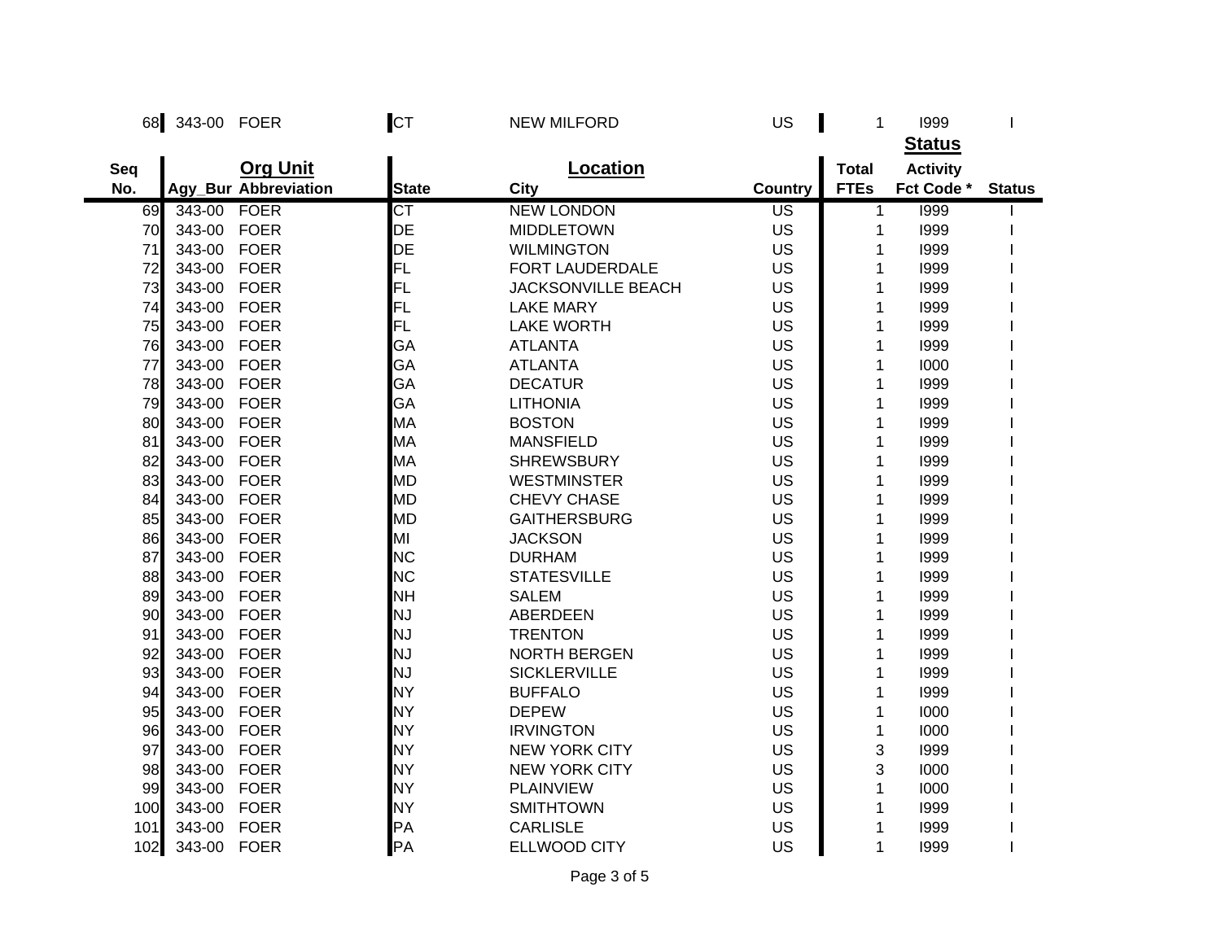| Seq No. | Org Unit | | Location | | | Total FTEs | Status | |
|---|---|---|---|---|---|---|---|---|
| | Agy_Bur | Abbreviation | State | City | Country | | Activity Fct Code * | Status |
| 68 | 343-00 | FOER | CT | NEW MILFORD | US | 1 | I999 | I |
| 69 | 343-00 | FOER | CT | NEW LONDON | US | 1 | I999 | I |
| 70 | 343-00 | FOER | DE | MIDDLETOWN | US | 1 | I999 | I |
| 71 | 343-00 | FOER | DE | WILMINGTON | US | 1 | I999 | I |
| 72 | 343-00 | FOER | FL | FORT LAUDERDALE | US | 1 | I999 | I |
| 73 | 343-00 | FOER | FL | JACKSONVILLE BEACH | US | 1 | I999 | I |
| 74 | 343-00 | FOER | FL | LAKE MARY | US | 1 | I999 | I |
| 75 | 343-00 | FOER | FL | LAKE WORTH | US | 1 | I999 | I |
| 76 | 343-00 | FOER | GA | ATLANTA | US | 1 | I999 | I |
| 77 | 343-00 | FOER | GA | ATLANTA | US | 1 | I000 | I |
| 78 | 343-00 | FOER | GA | DECATUR | US | 1 | I999 | I |
| 79 | 343-00 | FOER | GA | LITHONIA | US | 1 | I999 | I |
| 80 | 343-00 | FOER | MA | BOSTON | US | 1 | I999 | I |
| 81 | 343-00 | FOER | MA | MANSFIELD | US | 1 | I999 | I |
| 82 | 343-00 | FOER | MA | SHREWSBURY | US | 1 | I999 | I |
| 83 | 343-00 | FOER | MD | WESTMINSTER | US | 1 | I999 | I |
| 84 | 343-00 | FOER | MD | CHEVY CHASE | US | 1 | I999 | I |
| 85 | 343-00 | FOER | MD | GAITHERSBURG | US | 1 | I999 | I |
| 86 | 343-00 | FOER | MI | JACKSON | US | 1 | I999 | I |
| 87 | 343-00 | FOER | NC | DURHAM | US | 1 | I999 | I |
| 88 | 343-00 | FOER | NC | STATESVILLE | US | 1 | I999 | I |
| 89 | 343-00 | FOER | NH | SALEM | US | 1 | I999 | I |
| 90 | 343-00 | FOER | NJ | ABERDEEN | US | 1 | I999 | I |
| 91 | 343-00 | FOER | NJ | TRENTON | US | 1 | I999 | I |
| 92 | 343-00 | FOER | NJ | NORTH BERGEN | US | 1 | I999 | I |
| 93 | 343-00 | FOER | NJ | SICKLERVILLE | US | 1 | I999 | I |
| 94 | 343-00 | FOER | NY | BUFFALO | US | 1 | I999 | I |
| 95 | 343-00 | FOER | NY | DEPEW | US | 1 | I000 | I |
| 96 | 343-00 | FOER | NY | IRVINGTON | US | 1 | I000 | I |
| 97 | 343-00 | FOER | NY | NEW YORK CITY | US | 3 | I999 | I |
| 98 | 343-00 | FOER | NY | NEW YORK CITY | US | 3 | I000 | I |
| 99 | 343-00 | FOER | NY | PLAINVIEW | US | 1 | I000 | I |
| 100 | 343-00 | FOER | NY | SMITHTOWN | US | 1 | I999 | I |
| 101 | 343-00 | FOER | PA | CARLISLE | US | 1 | I999 | I |
| 102 | 343-00 | FOER | PA | ELLWOOD CITY | US | 1 | I999 | I |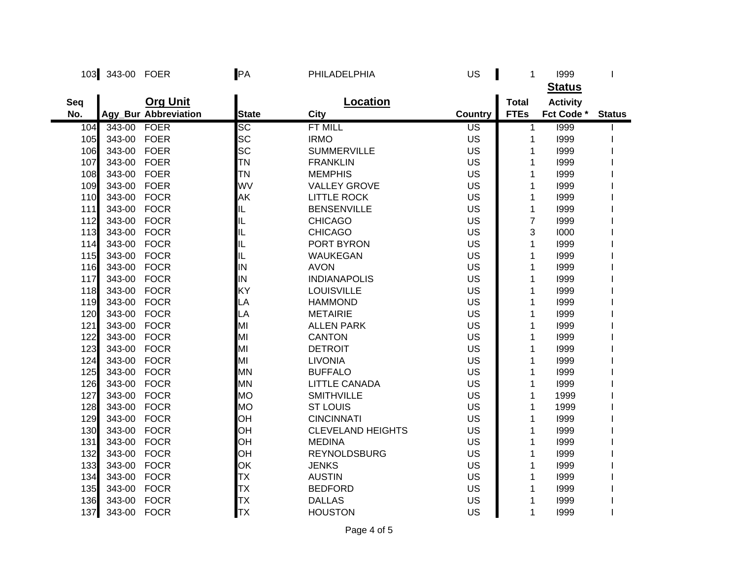| Seq No. | Org Unit Agy_Bur | Org Unit Abbreviation | Location State | Location City | Location Country | Total FTEs | Status Activity Fct Code * | Status |
|---|---|---|---|---|---|---|---|---|
| 103 | 343-00 | FOER | PA | PHILADELPHIA | US | 1 | I999 | I |
| 104 | 343-00 | FOER | SC | FT MILL | US | 1 | I999 | I |
| 105 | 343-00 | FOER | SC | IRMO | US | 1 | I999 | I |
| 106 | 343-00 | FOER | SC | SUMMERVILLE | US | 1 | I999 | I |
| 107 | 343-00 | FOER | TN | FRANKLIN | US | 1 | I999 | I |
| 108 | 343-00 | FOER | TN | MEMPHIS | US | 1 | I999 | I |
| 109 | 343-00 | FOER | WV | VALLEY GROVE | US | 1 | I999 | I |
| 110 | 343-00 | FOCR | AK | LITTLE ROCK | US | 1 | I999 | I |
| 111 | 343-00 | FOCR | IL | BENSENVILLE | US | 1 | I999 | I |
| 112 | 343-00 | FOCR | IL | CHICAGO | US | 7 | I999 | I |
| 113 | 343-00 | FOCR | IL | CHICAGO | US | 3 | I000 | I |
| 114 | 343-00 | FOCR | IL | PORT BYRON | US | 1 | I999 | I |
| 115 | 343-00 | FOCR | IL | WAUKEGAN | US | 1 | I999 | I |
| 116 | 343-00 | FOCR | IN | AVON | US | 1 | I999 | I |
| 117 | 343-00 | FOCR | IN | INDIANAPOLIS | US | 1 | I999 | I |
| 118 | 343-00 | FOCR | KY | LOUISVILLE | US | 1 | I999 | I |
| 119 | 343-00 | FOCR | LA | HAMMOND | US | 1 | I999 | I |
| 120 | 343-00 | FOCR | LA | METAIRIE | US | 1 | I999 | I |
| 121 | 343-00 | FOCR | MI | ALLEN PARK | US | 1 | I999 | I |
| 122 | 343-00 | FOCR | MI | CANTON | US | 1 | I999 | I |
| 123 | 343-00 | FOCR | MI | DETROIT | US | 1 | I999 | I |
| 124 | 343-00 | FOCR | MI | LIVONIA | US | 1 | I999 | I |
| 125 | 343-00 | FOCR | MN | BUFFALO | US | 1 | I999 | I |
| 126 | 343-00 | FOCR | MN | LITTLE CANADA | US | 1 | I999 | I |
| 127 | 343-00 | FOCR | MO | SMITHVILLE | US | 1 | 1999 | I |
| 128 | 343-00 | FOCR | MO | ST LOUIS | US | 1 | 1999 | I |
| 129 | 343-00 | FOCR | OH | CINCINNATI | US | 1 | I999 | I |
| 130 | 343-00 | FOCR | OH | CLEVELAND HEIGHTS | US | 1 | I999 | I |
| 131 | 343-00 | FOCR | OH | MEDINA | US | 1 | I999 | I |
| 132 | 343-00 | FOCR | OH | REYNOLDSBURG | US | 1 | I999 | I |
| 133 | 343-00 | FOCR | OK | JENKS | US | 1 | I999 | I |
| 134 | 343-00 | FOCR | TX | AUSTIN | US | 1 | I999 | I |
| 135 | 343-00 | FOCR | TX | BEDFORD | US | 1 | I999 | I |
| 136 | 343-00 | FOCR | TX | DALLAS | US | 1 | I999 | I |
| 137 | 343-00 | FOCR | TX | HOUSTON | US | 1 | I999 | I |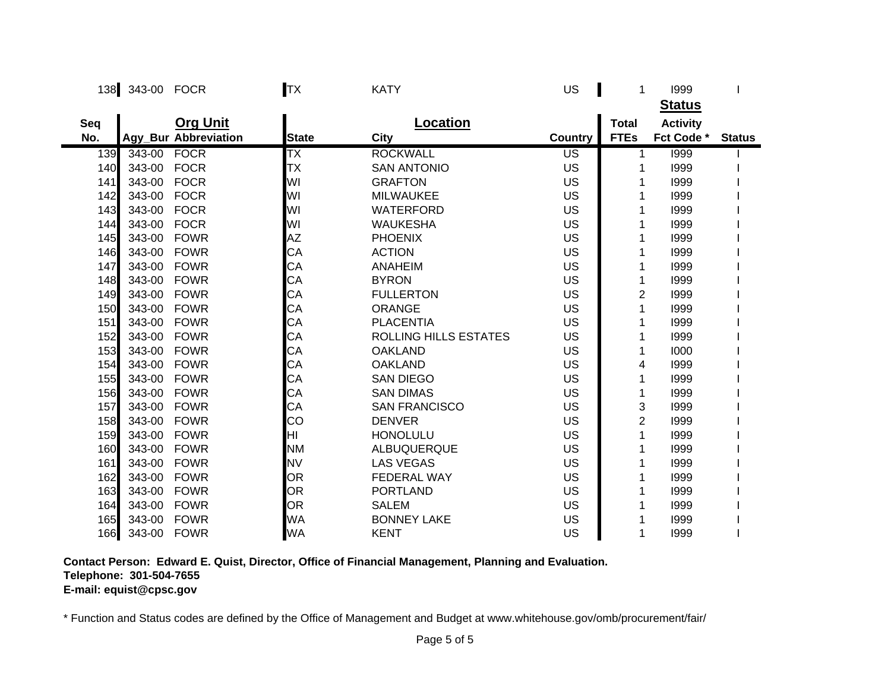| Seq No. | Org Unit Agy_Bur | Org Unit Abbreviation | Location State | Location City | Location Country | Total FTEs | Status Activity Fct Code * | Status |
|---|---|---|---|---|---|---|---|---|
| 138 | 343-00 | FOCR | TX | KATY | US | 1 | I999 | I |
| 139 | 343-00 | FOCR | TX | ROCKWALL | US | 1 | I999 | I |
| 140 | 343-00 | FOCR | TX | SAN ANTONIO | US | 1 | I999 | I |
| 141 | 343-00 | FOCR | WI | GRAFTON | US | 1 | I999 | I |
| 142 | 343-00 | FOCR | WI | MILWAUKEE | US | 1 | I999 | I |
| 143 | 343-00 | FOCR | WI | WATERFORD | US | 1 | I999 | I |
| 144 | 343-00 | FOCR | WI | WAUKESHA | US | 1 | I999 | I |
| 145 | 343-00 | FOWR | AZ | PHOENIX | US | 1 | I999 | I |
| 146 | 343-00 | FOWR | CA | ACTION | US | 1 | I999 | I |
| 147 | 343-00 | FOWR | CA | ANAHEIM | US | 1 | I999 | I |
| 148 | 343-00 | FOWR | CA | BYRON | US | 1 | I999 | I |
| 149 | 343-00 | FOWR | CA | FULLERTON | US | 2 | I999 | I |
| 150 | 343-00 | FOWR | CA | ORANGE | US | 1 | I999 | I |
| 151 | 343-00 | FOWR | CA | PLACENTIA | US | 1 | I999 | I |
| 152 | 343-00 | FOWR | CA | ROLLING HILLS ESTATES | US | 1 | I999 | I |
| 153 | 343-00 | FOWR | CA | OAKLAND | US | 1 | I000 | I |
| 154 | 343-00 | FOWR | CA | OAKLAND | US | 4 | I999 | I |
| 155 | 343-00 | FOWR | CA | SAN DIEGO | US | 1 | I999 | I |
| 156 | 343-00 | FOWR | CA | SAN DIMAS | US | 1 | I999 | I |
| 157 | 343-00 | FOWR | CA | SAN FRANCISCO | US | 3 | I999 | I |
| 158 | 343-00 | FOWR | CO | DENVER | US | 2 | I999 | I |
| 159 | 343-00 | FOWR | HI | HONOLULU | US | 1 | I999 | I |
| 160 | 343-00 | FOWR | NM | ALBUQUERQUE | US | 1 | I999 | I |
| 161 | 343-00 | FOWR | NV | LAS VEGAS | US | 1 | I999 | I |
| 162 | 343-00 | FOWR | OR | FEDERAL WAY | US | 1 | I999 | I |
| 163 | 343-00 | FOWR | OR | PORTLAND | US | 1 | I999 | I |
| 164 | 343-00 | FOWR | OR | SALEM | US | 1 | I999 | I |
| 165 | 343-00 | FOWR | WA | BONNEY LAKE | US | 1 | I999 | I |
| 166 | 343-00 | FOWR | WA | KENT | US | 1 | I999 | I |

**Contact Person: Edward E. Quist, Director, Office of Financial Management, Planning and Evaluation.**
**Telephone: 301-504-7655**
**E-mail: equist@cpsc.gov**

* Function and Status codes are defined by the Office of Management and Budget at www.whitehouse.gov/omb/procurement/fair/